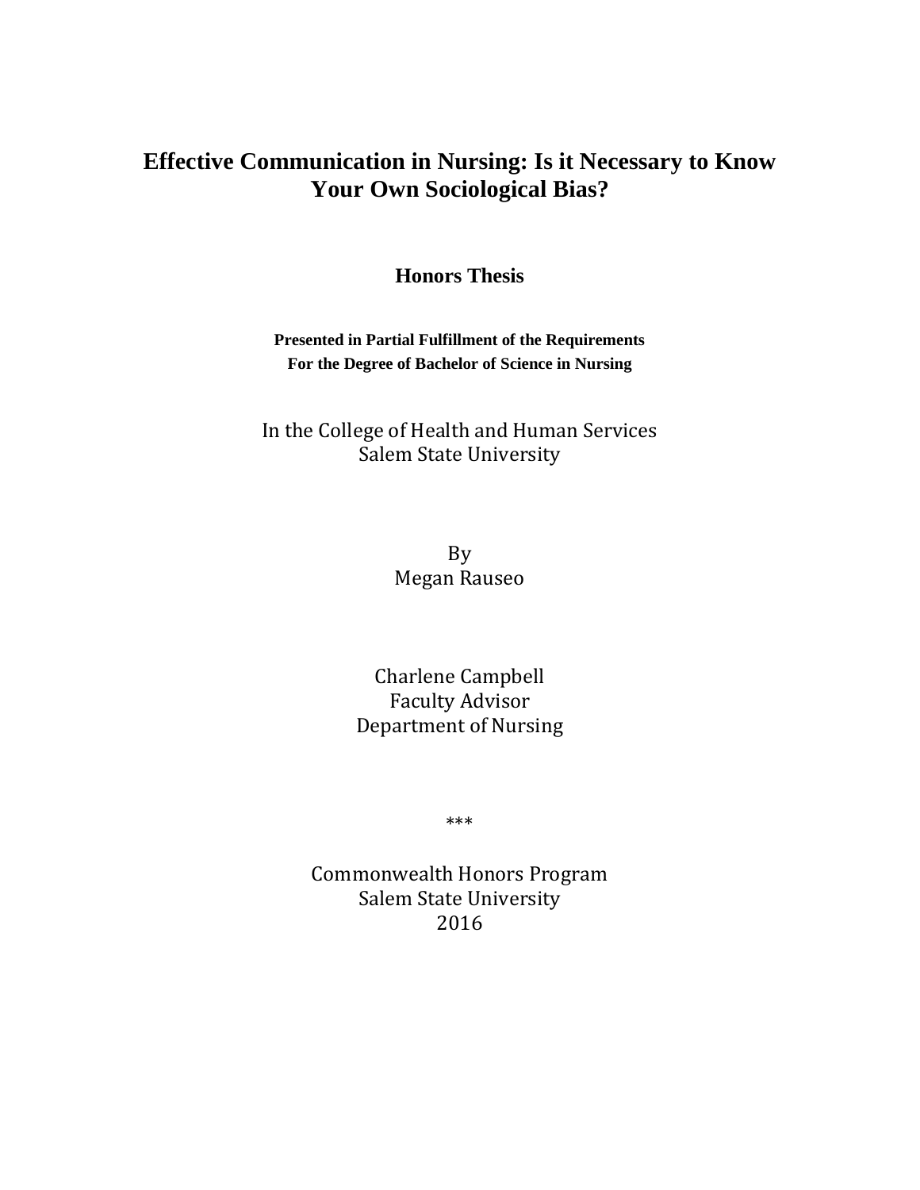# Effective Communication in Nursing: Is it Necessary to Know Your Own Sociological Bias?

**Honors Thesis**

**Presented in Partial Fulfillment of the Requirements**
**For the Degree of Bachelor of Science in Nursing**

In the College of Health and Human Services
Salem State University

By
Megan Rauseo

Charlene Campbell
Faculty Advisor
Department of Nursing

\*\*\*

Commonwealth Honors Program
Salem State University
2016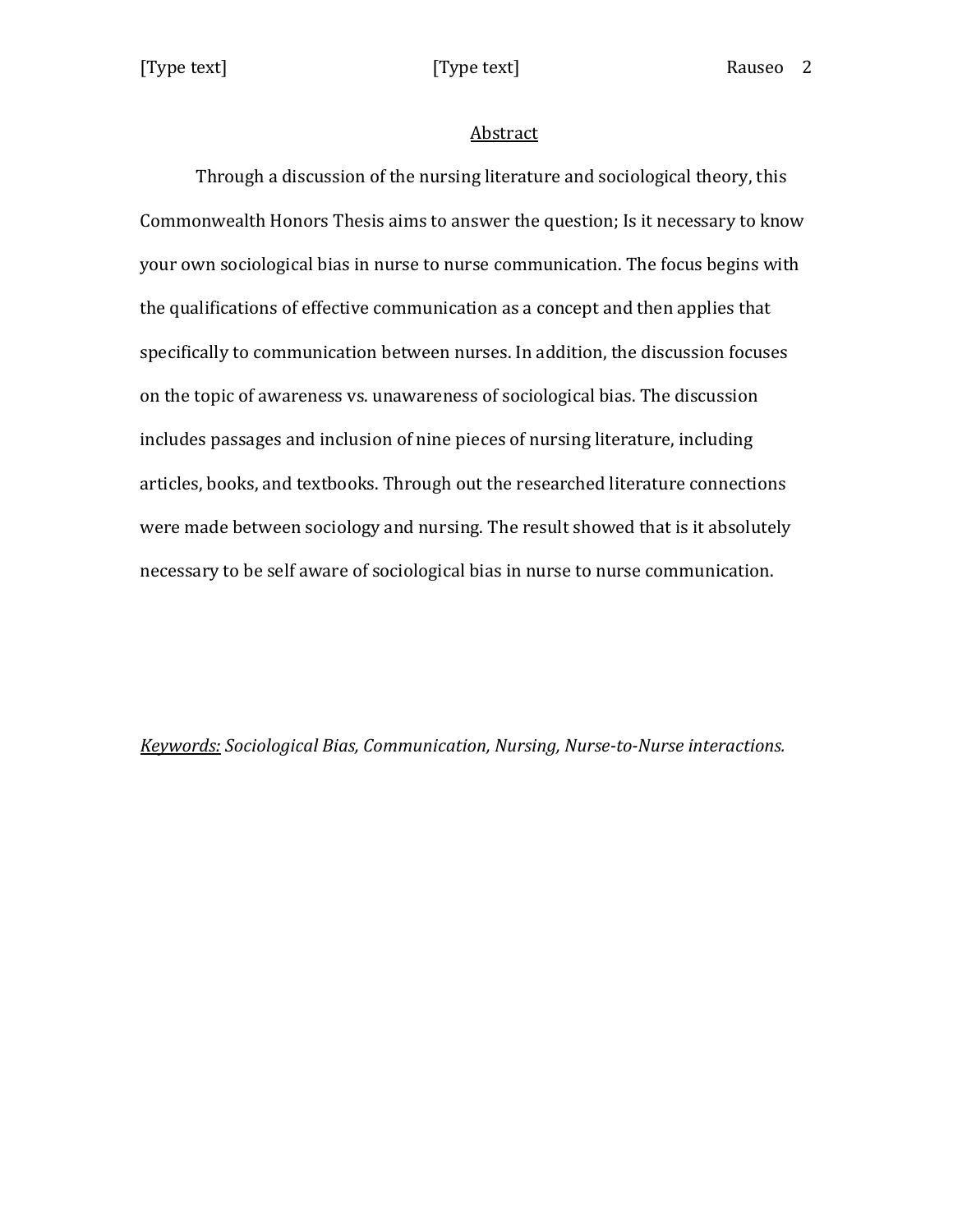## Abstract

Through a discussion of the nursing literature and sociological theory, this Commonwealth Honors Thesis aims to answer the question; Is it necessary to know your own sociological bias in nurse to nurse communication. The focus begins with the qualifications of effective communication as a concept and then applies that specifically to communication between nurses. In addition, the discussion focuses on the topic of awareness vs. unawareness of sociological bias. The discussion includes passages and inclusion of nine pieces of nursing literature, including articles, books, and textbooks. Through out the researched literature connections were made between sociology and nursing. The result showed that is it absolutely necessary to be self aware of sociological bias in nurse to nurse communication.

*Keywords: Sociological Bias, Communication, Nursing, Nurse-to-Nurse interactions.*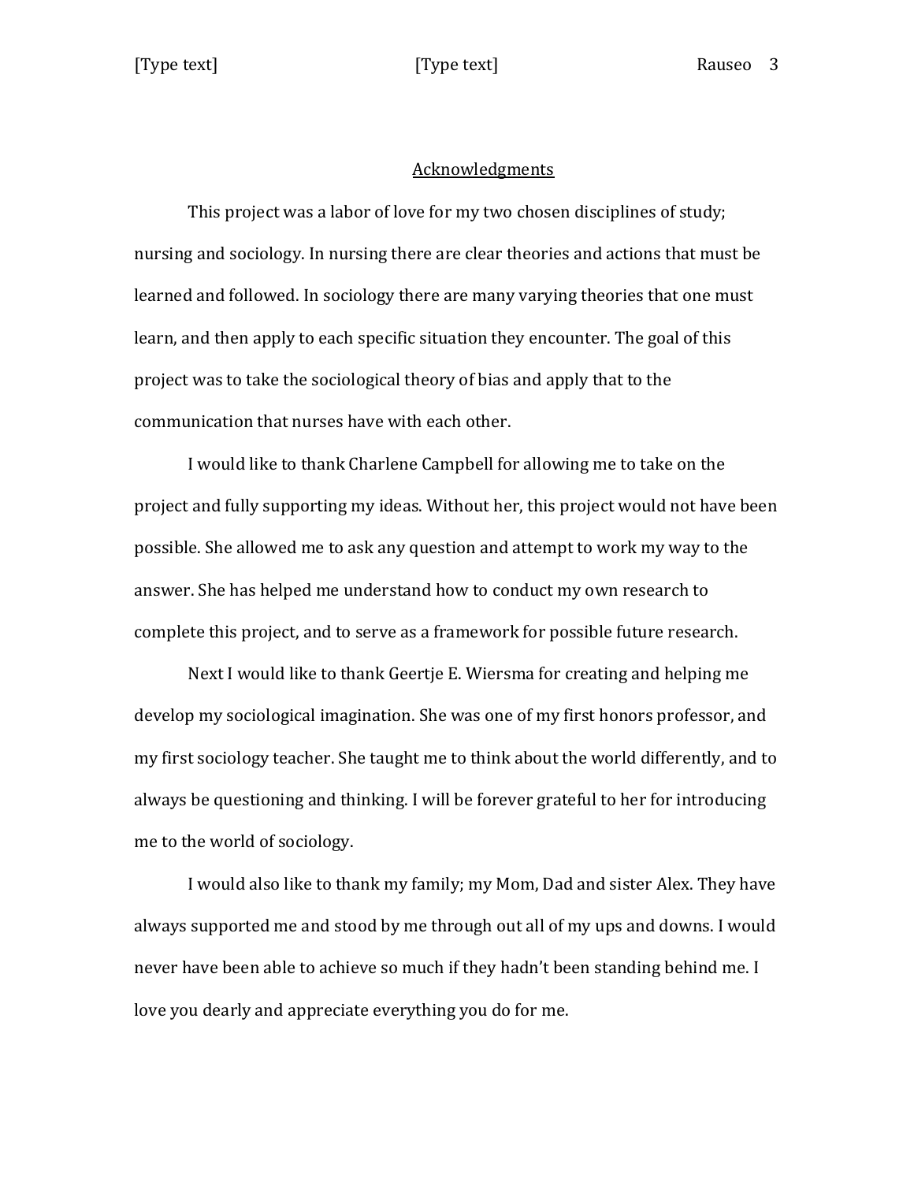## Acknowledgments

This project was a labor of love for my two chosen disciplines of study; nursing and sociology. In nursing there are clear theories and actions that must be learned and followed. In sociology there are many varying theories that one must learn, and then apply to each specific situation they encounter. The goal of this project was to take the sociological theory of bias and apply that to the communication that nurses have with each other.

I would like to thank Charlene Campbell for allowing me to take on the project and fully supporting my ideas. Without her, this project would not have been possible. She allowed me to ask any question and attempt to work my way to the answer. She has helped me understand how to conduct my own research to complete this project, and to serve as a framework for possible future research.

Next I would like to thank Geertje E. Wiersma for creating and helping me develop my sociological imagination. She was one of my first honors professor, and my first sociology teacher. She taught me to think about the world differently, and to always be questioning and thinking. I will be forever grateful to her for introducing me to the world of sociology.

I would also like to thank my family; my Mom, Dad and sister Alex. They have always supported me and stood by me through out all of my ups and downs. I would never have been able to achieve so much if they hadn't been standing behind me. I love you dearly and appreciate everything you do for me.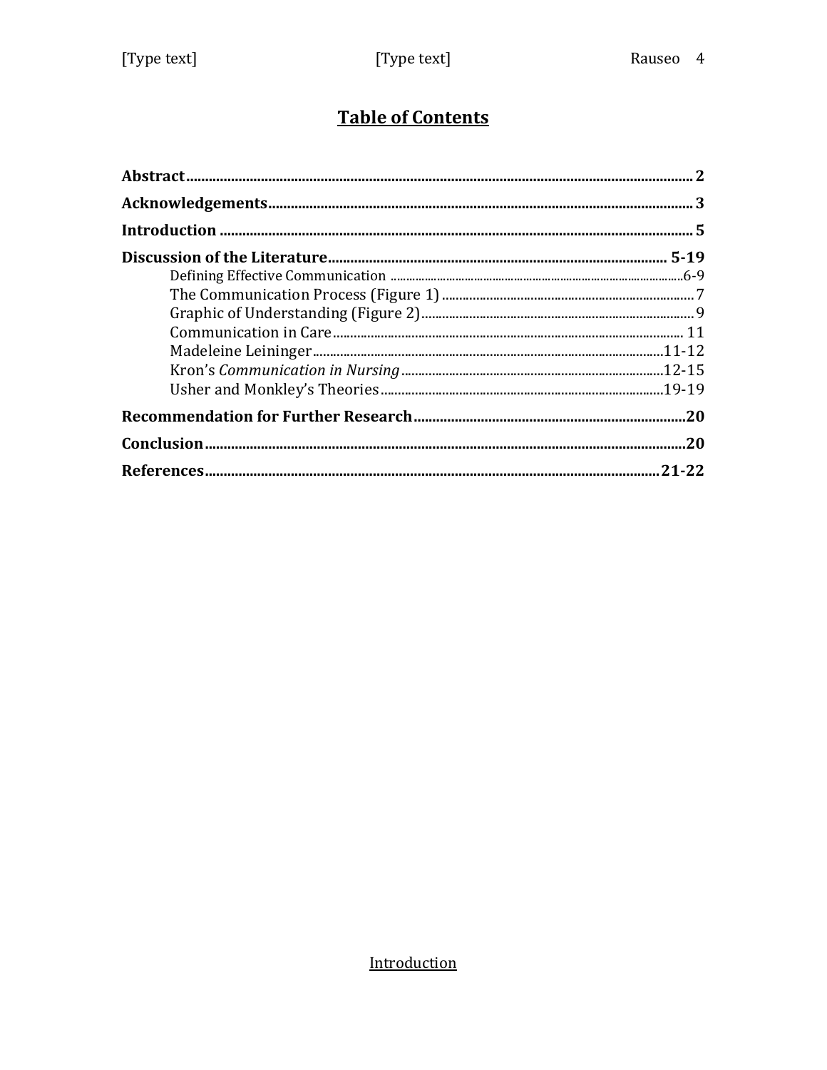# Table of Contents

**Abstract**........................................................................................................................................... **2**

**Acknowledgements**.................................................................................................................. **3**

**Introduction** ................................................................................................................................ **5**

**Discussion of the Literature**............................................................................................ **5-19**

- Defining Effective Communication ..........................................................................................6-9
- The Communication Process (Figure 1) ........................................................................ 7
- Graphic of Understanding (Figure 2)............................................................................... 9
- Communication in Care..................................................................................................... 11
- Madeleine Leininger.....................................................................................................11-12
- Kron's *Communication in Nursing* ...........................................................................12-15
- Usher and Monkley's Theories...................................................................................19-19

**Recommendation for Further Research**...........................................................................**20**

**Conclusion**..................................................................................................................................**20**

**References**.............................................................................................................................**21-22**

Introduction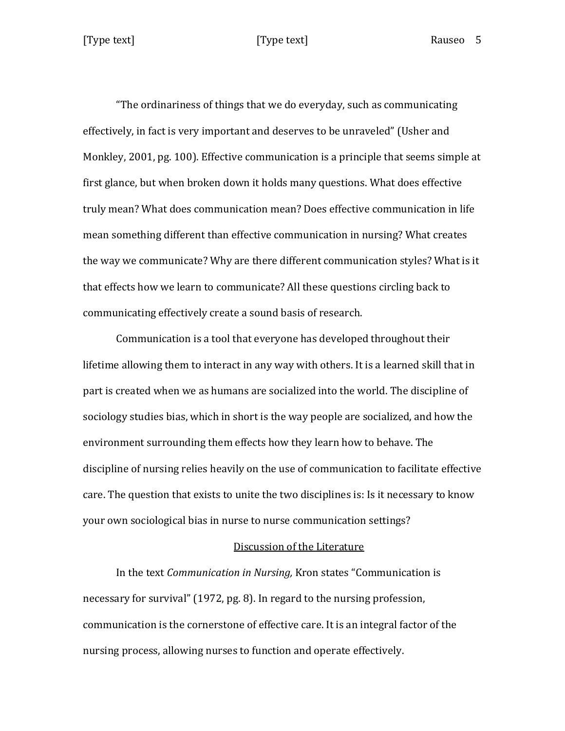"The ordinariness of things that we do everyday, such as communicating effectively, in fact is very important and deserves to be unraveled" (Usher and Monkley, 2001, pg. 100). Effective communication is a principle that seems simple at first glance, but when broken down it holds many questions. What does effective truly mean? What does communication mean? Does effective communication in life mean something different than effective communication in nursing? What creates the way we communicate? Why are there different communication styles? What is it that effects how we learn to communicate? All these questions circling back to communicating effectively create a sound basis of research.

Communication is a tool that everyone has developed throughout their lifetime allowing them to interact in any way with others. It is a learned skill that in part is created when we as humans are socialized into the world. The discipline of sociology studies bias, which in short is the way people are socialized, and how the environment surrounding them effects how they learn how to behave. The discipline of nursing relies heavily on the use of communication to facilitate effective care. The question that exists to unite the two disciplines is: Is it necessary to know your own sociological bias in nurse to nurse communication settings?

## Discussion of the Literature

In the text *Communication in Nursing,* Kron states "Communication is necessary for survival" (1972, pg. 8). In regard to the nursing profession, communication is the cornerstone of effective care. It is an integral factor of the nursing process, allowing nurses to function and operate effectively.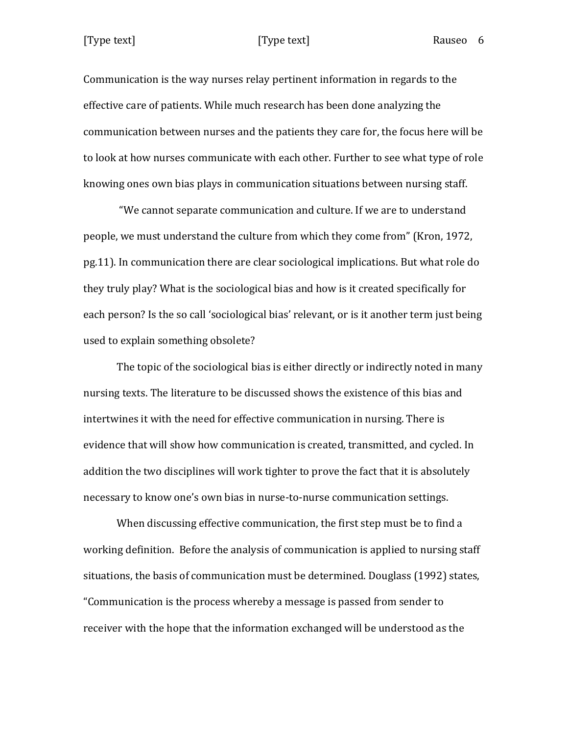Communication is the way nurses relay pertinent information in regards to the effective care of patients. While much research has been done analyzing the communication between nurses and the patients they care for, the focus here will be to look at how nurses communicate with each other. Further to see what type of role knowing ones own bias plays in communication situations between nursing staff.

"We cannot separate communication and culture. If we are to understand people, we must understand the culture from which they come from" (Kron, 1972, pg.11). In communication there are clear sociological implications. But what role do they truly play? What is the sociological bias and how is it created specifically for each person? Is the so call 'sociological bias' relevant, or is it another term just being used to explain something obsolete?

The topic of the sociological bias is either directly or indirectly noted in many nursing texts. The literature to be discussed shows the existence of this bias and intertwines it with the need for effective communication in nursing. There is evidence that will show how communication is created, transmitted, and cycled. In addition the two disciplines will work tighter to prove the fact that it is absolutely necessary to know one's own bias in nurse-to-nurse communication settings.

When discussing effective communication, the first step must be to find a working definition. Before the analysis of communication is applied to nursing staff situations, the basis of communication must be determined. Douglass (1992) states, "Communication is the process whereby a message is passed from sender to receiver with the hope that the information exchanged will be understood as the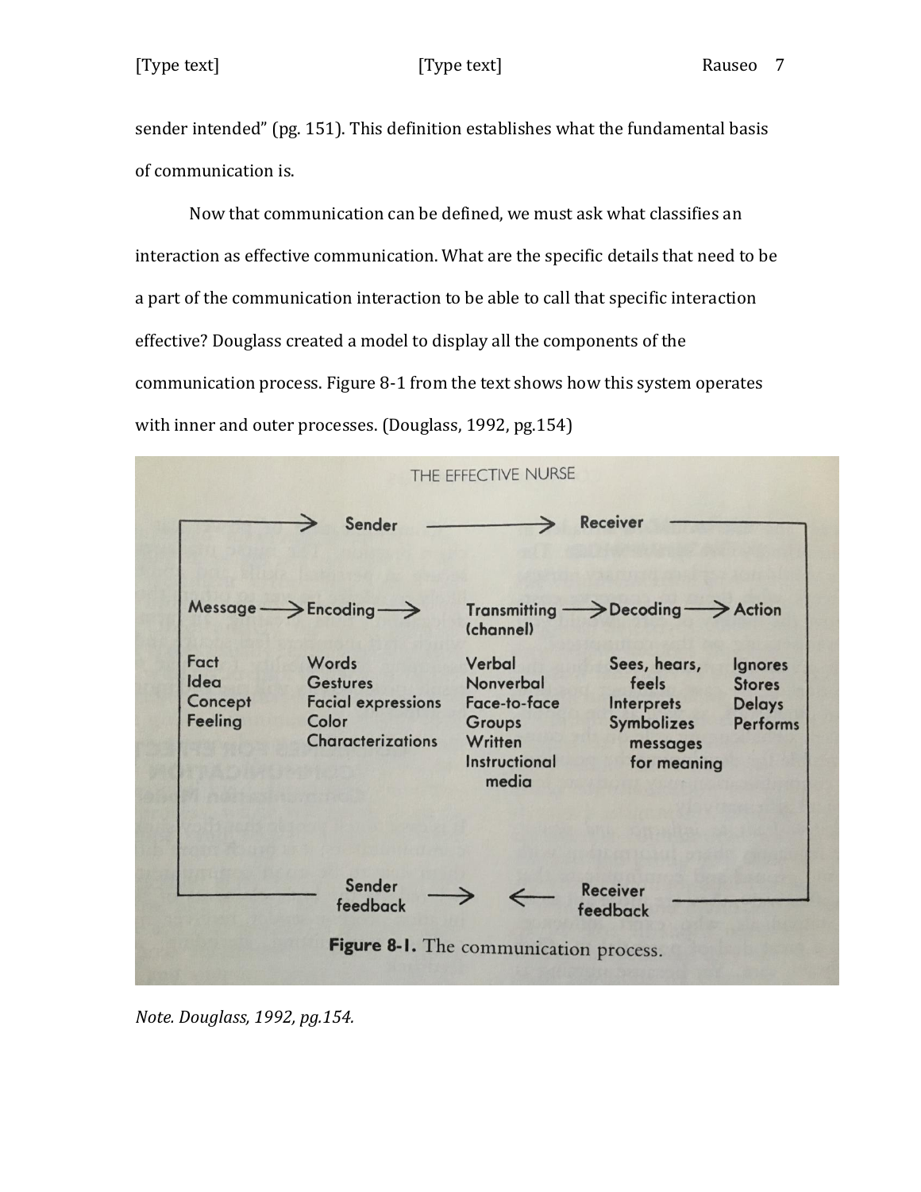sender intended" (pg. 151). This definition establishes what the fundamental basis of communication is.

Now that communication can be defined, we must ask what classifies an interaction as effective communication. What are the specific details that need to be a part of the communication interaction to be able to call that specific interaction effective? Douglass created a model to display all the components of the communication process. Figure 8-1 from the text shows how this system operates with inner and outer processes. (Douglass, 1992, pg.154)

THE EFFECTIVE NURSE

Sender → Receiver

| Message → | Encoding → | Transmitting (channel) → | Decoding → | Action |
| --- | --- | --- | --- | --- |
| Fact | Words | Verbal | Sees, hears, feels | Ignores |
| Idea | Gestures | Nonverbal | Interprets | Stores |
| Concept | Facial expressions | Face-to-face | Symbolizes messages for meaning | Delays |
| Feeling | Color | Groups | | Performs |
| | Characterizations | Written | | |
| | | Instructional media | | |

Sender feedback → ← Receiver feedback

**Figure 8-1.** The communication process.

*Note. Douglass, 1992, pg.154.*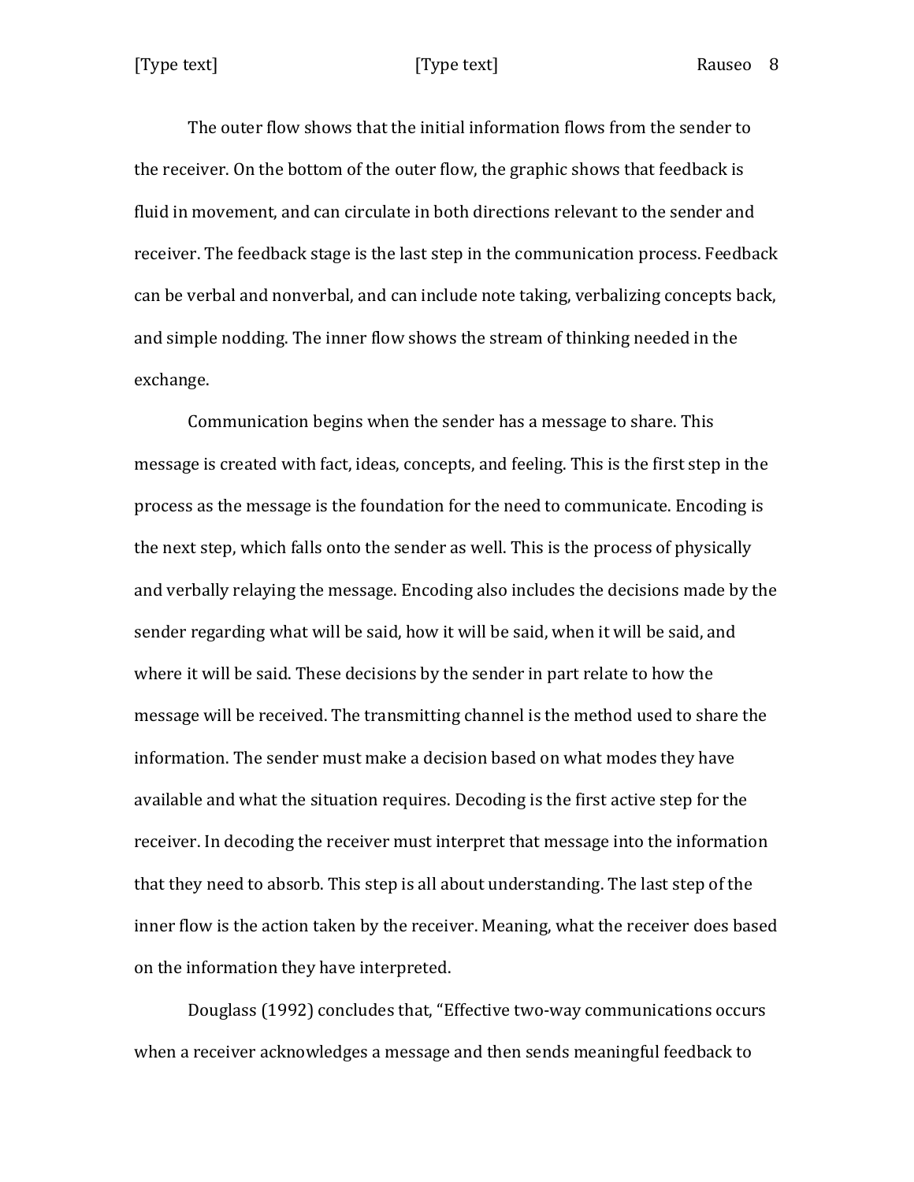The outer flow shows that the initial information flows from the sender to the receiver. On the bottom of the outer flow, the graphic shows that feedback is fluid in movement, and can circulate in both directions relevant to the sender and receiver. The feedback stage is the last step in the communication process. Feedback can be verbal and nonverbal, and can include note taking, verbalizing concepts back, and simple nodding. The inner flow shows the stream of thinking needed in the exchange.

Communication begins when the sender has a message to share. This message is created with fact, ideas, concepts, and feeling. This is the first step in the process as the message is the foundation for the need to communicate. Encoding is the next step, which falls onto the sender as well. This is the process of physically and verbally relaying the message. Encoding also includes the decisions made by the sender regarding what will be said, how it will be said, when it will be said, and where it will be said. These decisions by the sender in part relate to how the message will be received. The transmitting channel is the method used to share the information. The sender must make a decision based on what modes they have available and what the situation requires. Decoding is the first active step for the receiver. In decoding the receiver must interpret that message into the information that they need to absorb. This step is all about understanding. The last step of the inner flow is the action taken by the receiver. Meaning, what the receiver does based on the information they have interpreted.

Douglass (1992) concludes that, "Effective two-way communications occurs when a receiver acknowledges a message and then sends meaningful feedback to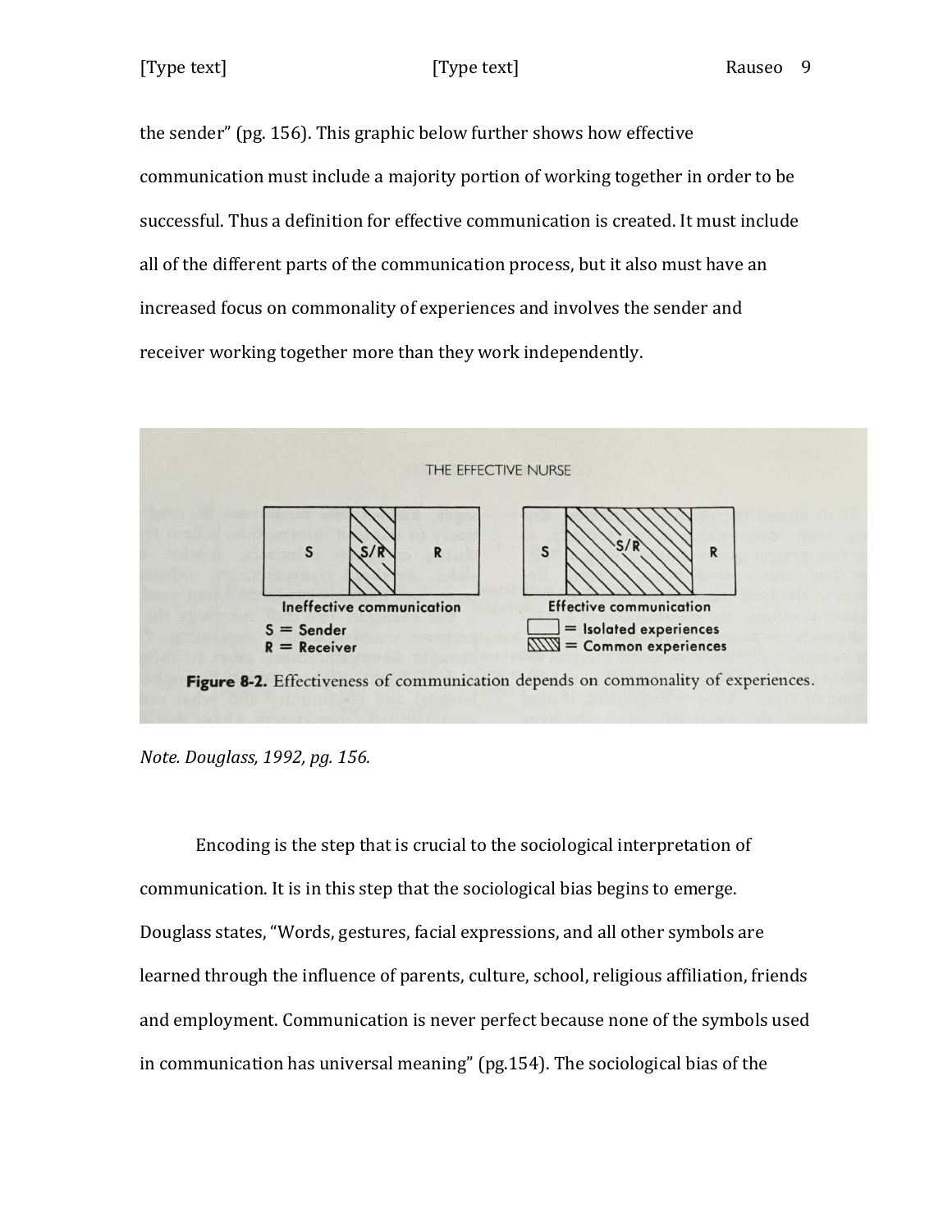the sender" (pg. 156). This graphic below further shows how effective communication must include a majority portion of working together in order to be successful. Thus a definition for effective communication is created. It must include all of the different parts of the communication process, but it also must have an increased focus on commonality of experiences and involves the sender and receiver working together more than they work independently.

**Figure 8-2.** Effectiveness of communication depends on commonality of experiences.

*Note. Douglass, 1992, pg. 156.*

Encoding is the step that is crucial to the sociological interpretation of communication. It is in this step that the sociological bias begins to emerge. Douglass states, "Words, gestures, facial expressions, and all other symbols are learned through the influence of parents, culture, school, religious affiliation, friends and employment. Communication is never perfect because none of the symbols used in communication has universal meaning" (pg.154). The sociological bias of the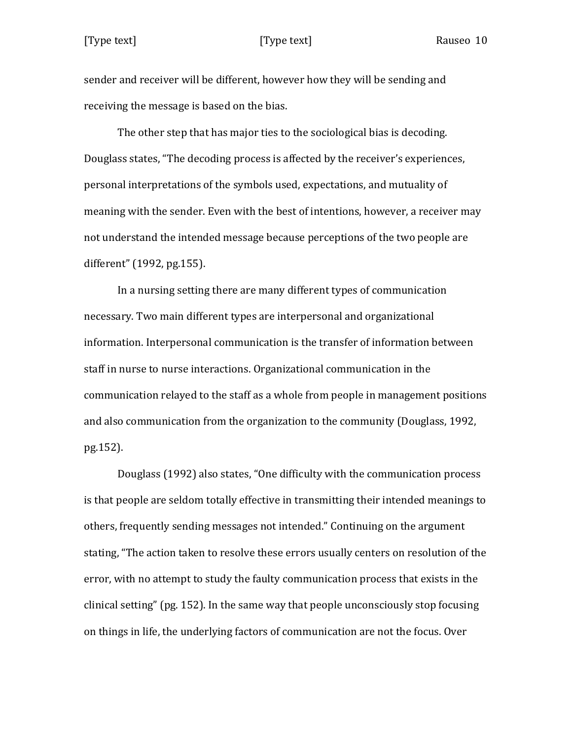sender and receiver will be different, however how they will be sending and receiving the message is based on the bias.

The other step that has major ties to the sociological bias is decoding. Douglass states, "The decoding process is affected by the receiver's experiences, personal interpretations of the symbols used, expectations, and mutuality of meaning with the sender. Even with the best of intentions, however, a receiver may not understand the intended message because perceptions of the two people are different" (1992, pg.155).

In a nursing setting there are many different types of communication necessary. Two main different types are interpersonal and organizational information. Interpersonal communication is the transfer of information between staff in nurse to nurse interactions. Organizational communication in the communication relayed to the staff as a whole from people in management positions and also communication from the organization to the community (Douglass, 1992, pg.152).

Douglass (1992) also states, "One difficulty with the communication process is that people are seldom totally effective in transmitting their intended meanings to others, frequently sending messages not intended." Continuing on the argument stating, "The action taken to resolve these errors usually centers on resolution of the error, with no attempt to study the faulty communication process that exists in the clinical setting" (pg. 152). In the same way that people unconsciously stop focusing on things in life, the underlying factors of communication are not the focus. Over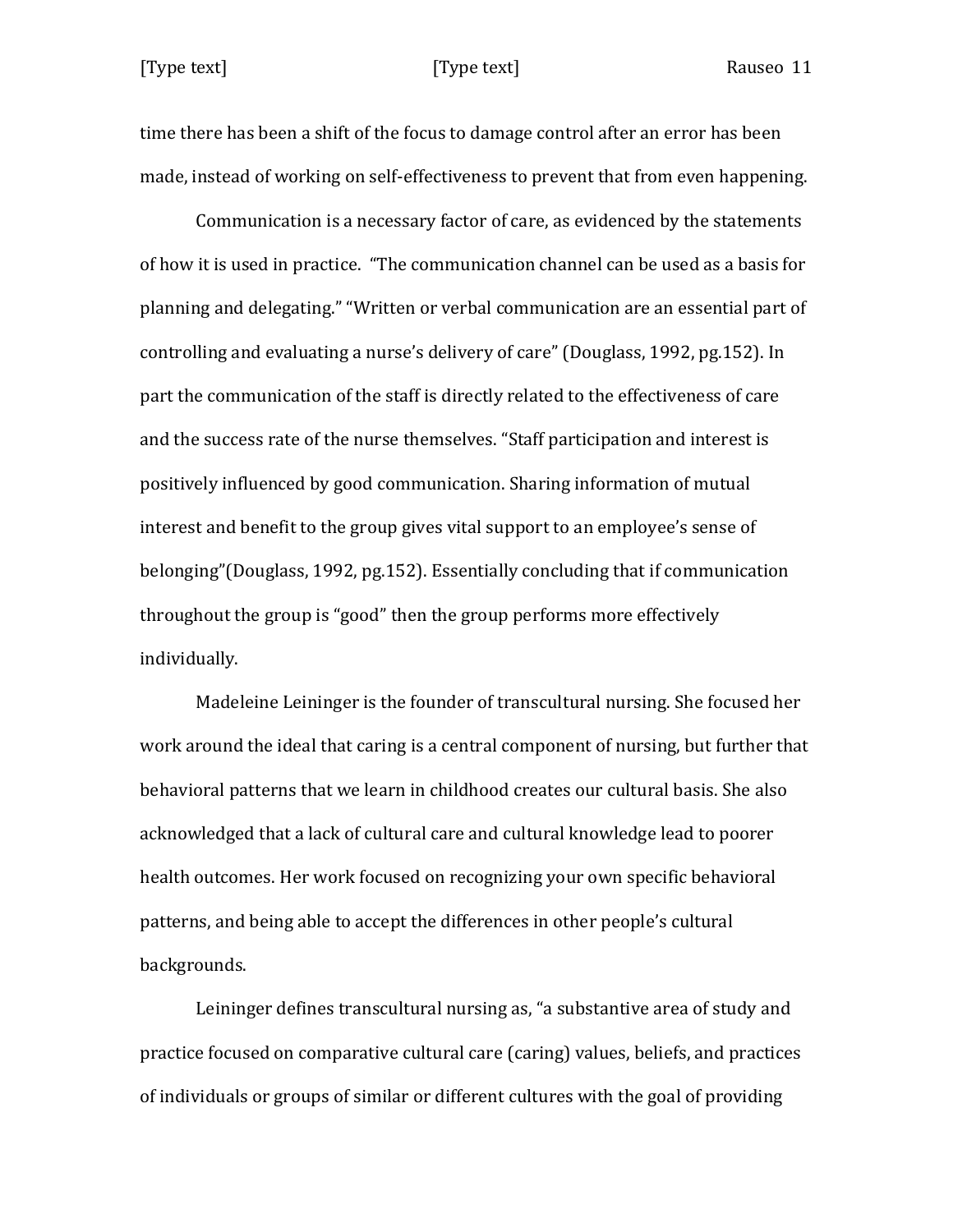time there has been a shift of the focus to damage control after an error has been made, instead of working on self-effectiveness to prevent that from even happening.

Communication is a necessary factor of care, as evidenced by the statements of how it is used in practice. "The communication channel can be used as a basis for planning and delegating." "Written or verbal communication are an essential part of controlling and evaluating a nurse's delivery of care" (Douglass, 1992, pg.152). In part the communication of the staff is directly related to the effectiveness of care and the success rate of the nurse themselves. "Staff participation and interest is positively influenced by good communication. Sharing information of mutual interest and benefit to the group gives vital support to an employee's sense of belonging"(Douglass, 1992, pg.152). Essentially concluding that if communication throughout the group is "good" then the group performs more effectively individually.

Madeleine Leininger is the founder of transcultural nursing. She focused her work around the ideal that caring is a central component of nursing, but further that behavioral patterns that we learn in childhood creates our cultural basis. She also acknowledged that a lack of cultural care and cultural knowledge lead to poorer health outcomes. Her work focused on recognizing your own specific behavioral patterns, and being able to accept the differences in other people's cultural backgrounds.

Leininger defines transcultural nursing as, "a substantive area of study and practice focused on comparative cultural care (caring) values, beliefs, and practices of individuals or groups of similar or different cultures with the goal of providing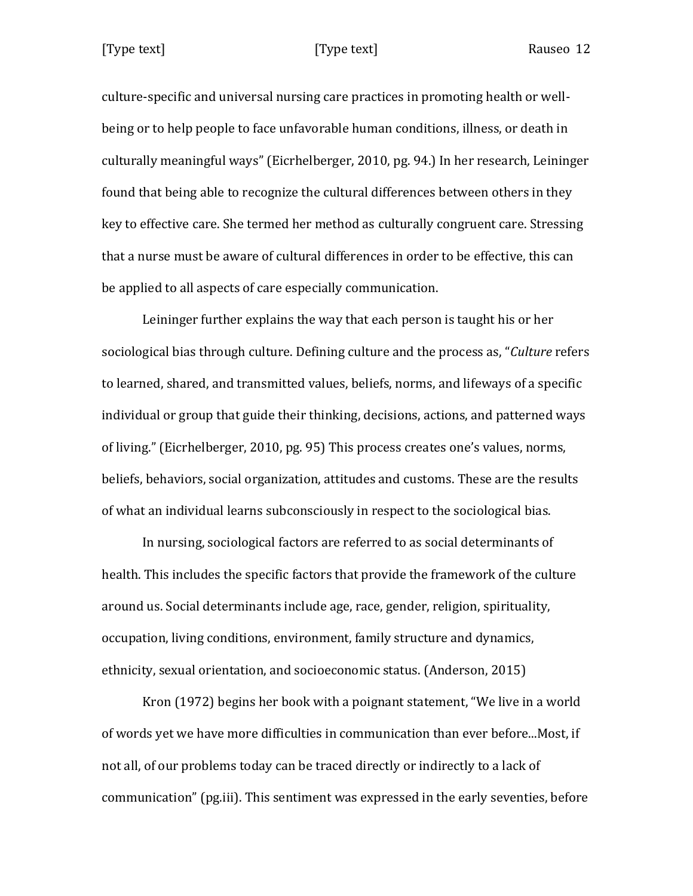culture-specific and universal nursing care practices in promoting health or well-being or to help people to face unfavorable human conditions, illness, or death in culturally meaningful ways" (Eicrhelberger, 2010, pg. 94.) In her research, Leininger found that being able to recognize the cultural differences between others in they key to effective care. She termed her method as culturally congruent care. Stressing that a nurse must be aware of cultural differences in order to be effective, this can be applied to all aspects of care especially communication.

Leininger further explains the way that each person is taught his or her sociological bias through culture. Defining culture and the process as, "*Culture* refers to learned, shared, and transmitted values, beliefs, norms, and lifeways of a specific individual or group that guide their thinking, decisions, actions, and patterned ways of living." (Eicrhelberger, 2010, pg. 95) This process creates one's values, norms, beliefs, behaviors, social organization, attitudes and customs. These are the results of what an individual learns subconsciously in respect to the sociological bias.

In nursing, sociological factors are referred to as social determinants of health. This includes the specific factors that provide the framework of the culture around us. Social determinants include age, race, gender, religion, spirituality, occupation, living conditions, environment, family structure and dynamics, ethnicity, sexual orientation, and socioeconomic status. (Anderson, 2015)

Kron (1972) begins her book with a poignant statement, "We live in a world of words yet we have more difficulties in communication than ever before...Most, if not all, of our problems today can be traced directly or indirectly to a lack of communication" (pg.iii). This sentiment was expressed in the early seventies, before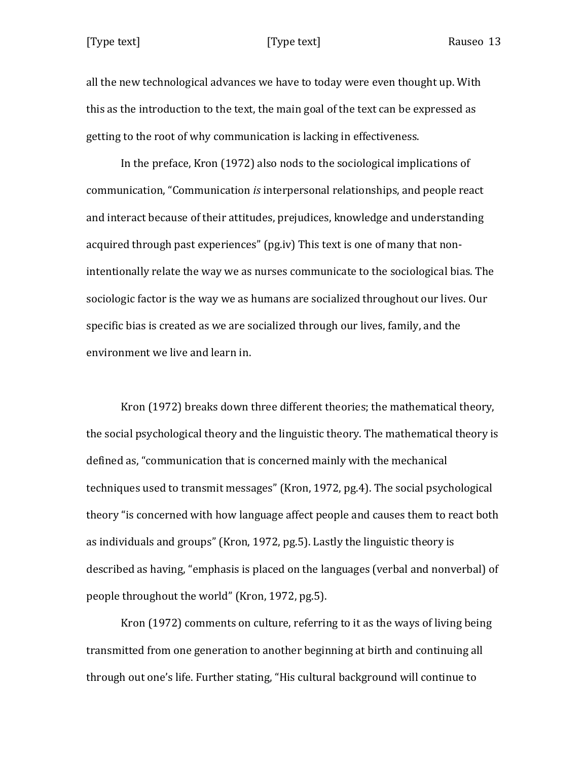all the new technological advances we have to today were even thought up. With this as the introduction to the text, the main goal of the text can be expressed as getting to the root of why communication is lacking in effectiveness.

In the preface, Kron (1972) also nods to the sociological implications of communication, "Communication *is* interpersonal relationships, and people react and interact because of their attitudes, prejudices, knowledge and understanding acquired through past experiences" (pg.iv) This text is one of many that non-intentionally relate the way we as nurses communicate to the sociological bias. The sociologic factor is the way we as humans are socialized throughout our lives. Our specific bias is created as we are socialized through our lives, family, and the environment we live and learn in.

Kron (1972) breaks down three different theories; the mathematical theory, the social psychological theory and the linguistic theory. The mathematical theory is defined as, "communication that is concerned mainly with the mechanical techniques used to transmit messages" (Kron, 1972, pg.4). The social psychological theory "is concerned with how language affect people and causes them to react both as individuals and groups" (Kron, 1972, pg.5). Lastly the linguistic theory is described as having, "emphasis is placed on the languages (verbal and nonverbal) of people throughout the world" (Kron, 1972, pg.5).

Kron (1972) comments on culture, referring to it as the ways of living being transmitted from one generation to another beginning at birth and continuing all through out one's life. Further stating, "His cultural background will continue to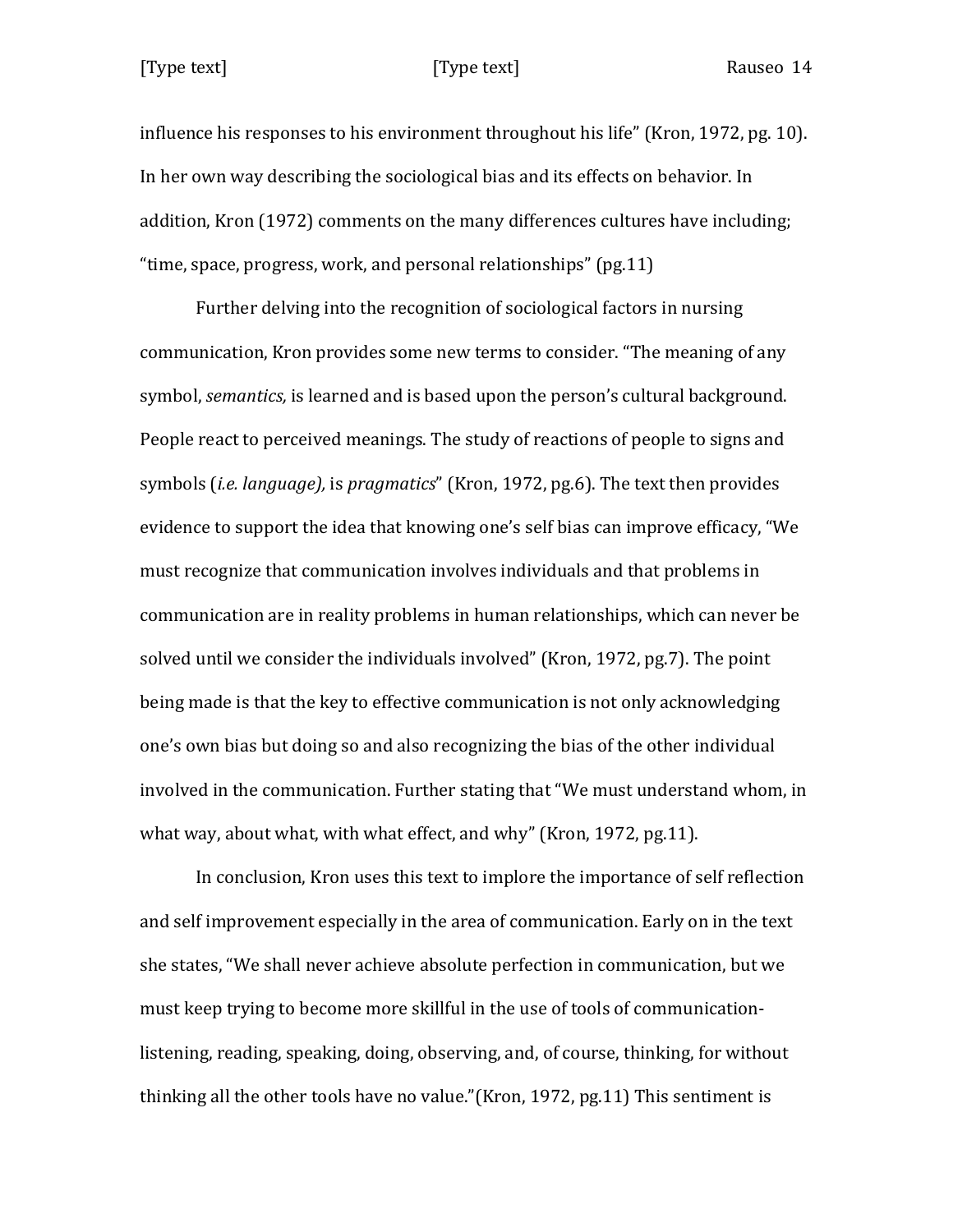influence his responses to his environment throughout his life" (Kron, 1972, pg. 10). In her own way describing the sociological bias and its effects on behavior. In addition, Kron (1972) comments on the many differences cultures have including; "time, space, progress, work, and personal relationships" (pg.11)

Further delving into the recognition of sociological factors in nursing communication, Kron provides some new terms to consider. "The meaning of any symbol, *semantics,* is learned and is based upon the person's cultural background. People react to perceived meanings. The study of reactions of people to signs and symbols (*i.e. language),* is *pragmatics*" (Kron, 1972, pg.6). The text then provides evidence to support the idea that knowing one's self bias can improve efficacy, "We must recognize that communication involves individuals and that problems in communication are in reality problems in human relationships, which can never be solved until we consider the individuals involved" (Kron, 1972, pg.7). The point being made is that the key to effective communication is not only acknowledging one's own bias but doing so and also recognizing the bias of the other individual involved in the communication. Further stating that "We must understand whom, in what way, about what, with what effect, and why" (Kron, 1972, pg.11).

In conclusion, Kron uses this text to implore the importance of self reflection and self improvement especially in the area of communication. Early on in the text she states, "We shall never achieve absolute perfection in communication, but we must keep trying to become more skillful in the use of tools of communication-listening, reading, speaking, doing, observing, and, of course, thinking, for without thinking all the other tools have no value."(Kron, 1972, pg.11) This sentiment is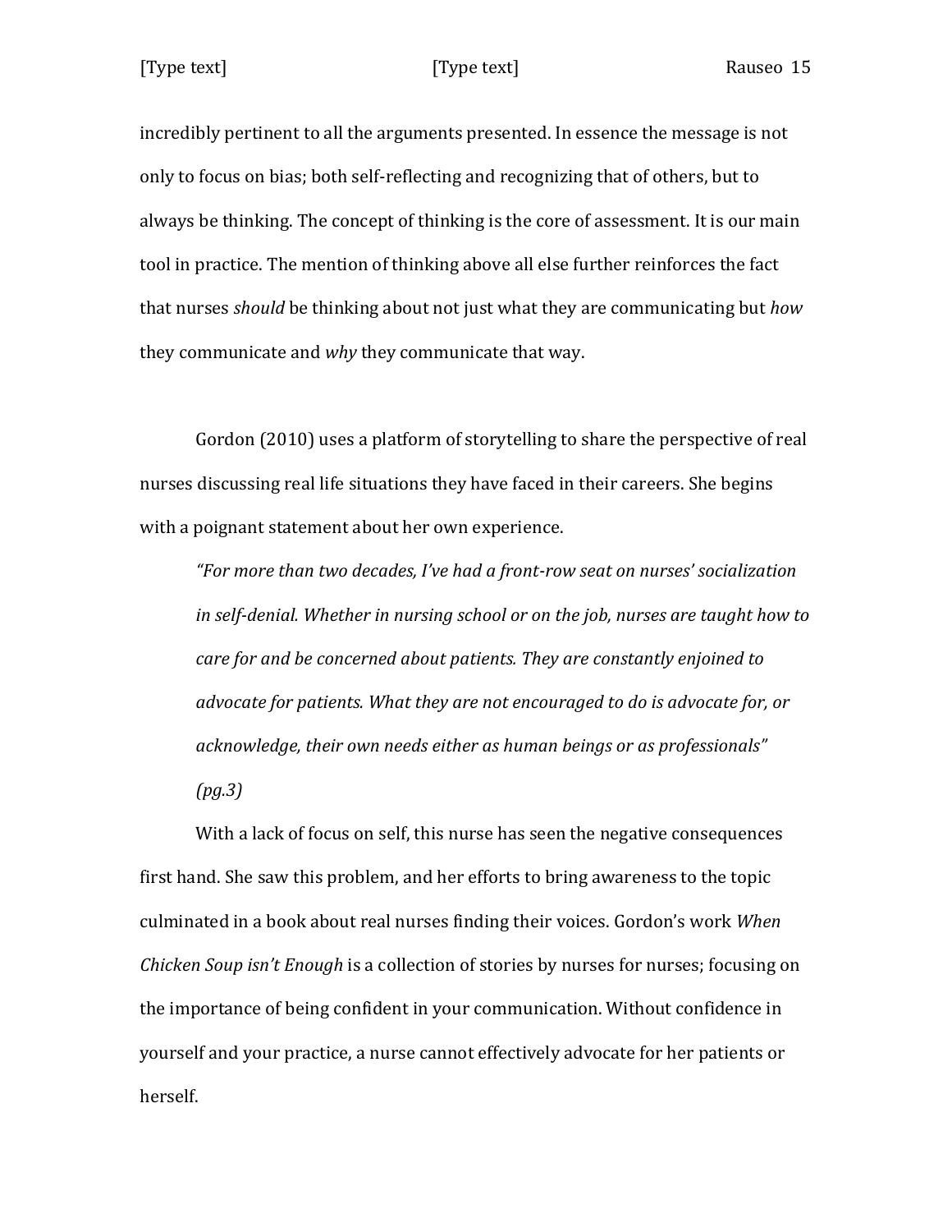incredibly pertinent to all the arguments presented. In essence the message is not only to focus on bias; both self-reflecting and recognizing that of others, but to always be thinking. The concept of thinking is the core of assessment. It is our main tool in practice. The mention of thinking above all else further reinforces the fact that nurses *should* be thinking about not just what they are communicating but *how* they communicate and *why* they communicate that way.

Gordon (2010) uses a platform of storytelling to share the perspective of real nurses discussing real life situations they have faced in their careers. She begins with a poignant statement about her own experience.

> *"For more than two decades, I've had a front-row seat on nurses' socialization in self-denial. Whether in nursing school or on the job, nurses are taught how to care for and be concerned about patients. They are constantly enjoined to advocate for patients. What they are not encouraged to do is advocate for, or acknowledge, their own needs either as human beings or as professionals" (pg.3)*

With a lack of focus on self, this nurse has seen the negative consequences first hand. She saw this problem, and her efforts to bring awareness to the topic culminated in a book about real nurses finding their voices. Gordon's work *When Chicken Soup isn't Enough* is a collection of stories by nurses for nurses; focusing on the importance of being confident in your communication. Without confidence in yourself and your practice, a nurse cannot effectively advocate for her patients or herself.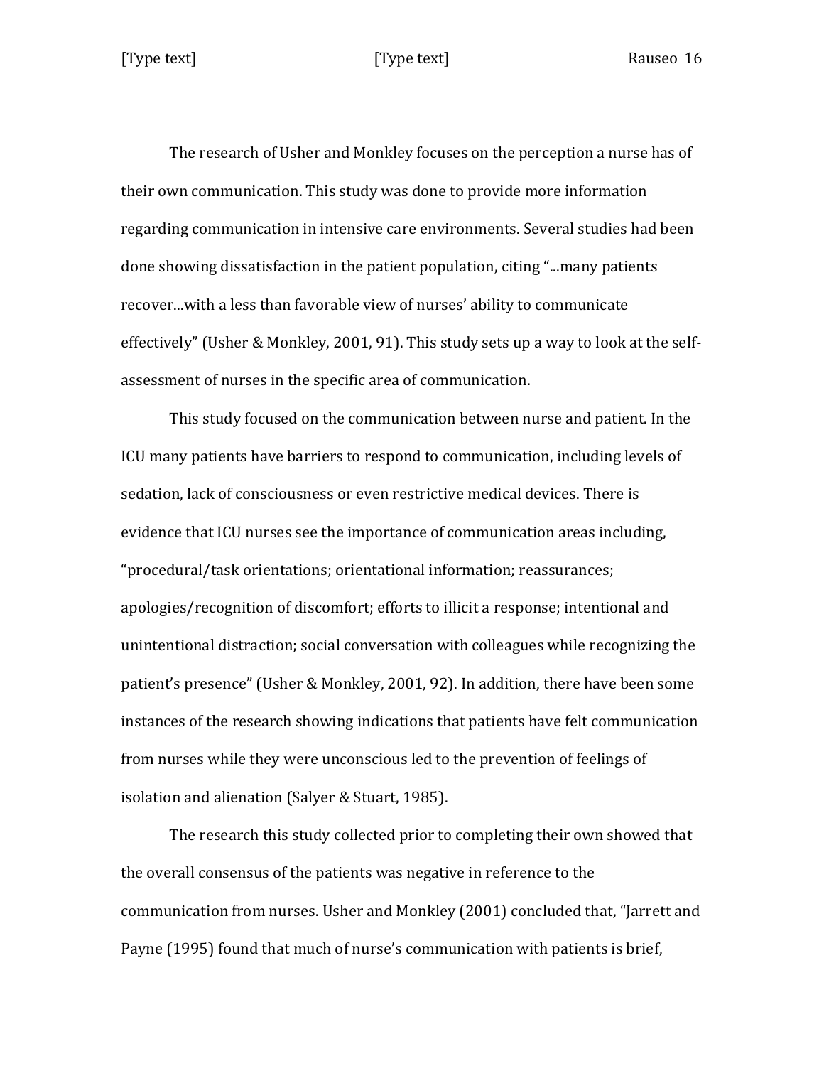The research of Usher and Monkley focuses on the perception a nurse has of their own communication. This study was done to provide more information regarding communication in intensive care environments. Several studies had been done showing dissatisfaction in the patient population, citing "...many patients recover...with a less than favorable view of nurses' ability to communicate effectively" (Usher & Monkley, 2001, 91). This study sets up a way to look at the self-assessment of nurses in the specific area of communication.

This study focused on the communication between nurse and patient. In the ICU many patients have barriers to respond to communication, including levels of sedation, lack of consciousness or even restrictive medical devices. There is evidence that ICU nurses see the importance of communication areas including, "procedural/task orientations; orientational information; reassurances; apologies/recognition of discomfort; efforts to illicit a response; intentional and unintentional distraction; social conversation with colleagues while recognizing the patient's presence" (Usher & Monkley, 2001, 92). In addition, there have been some instances of the research showing indications that patients have felt communication from nurses while they were unconscious led to the prevention of feelings of isolation and alienation (Salyer & Stuart, 1985).

The research this study collected prior to completing their own showed that the overall consensus of the patients was negative in reference to the communication from nurses. Usher and Monkley (2001) concluded that, "Jarrett and Payne (1995) found that much of nurse's communication with patients is brief,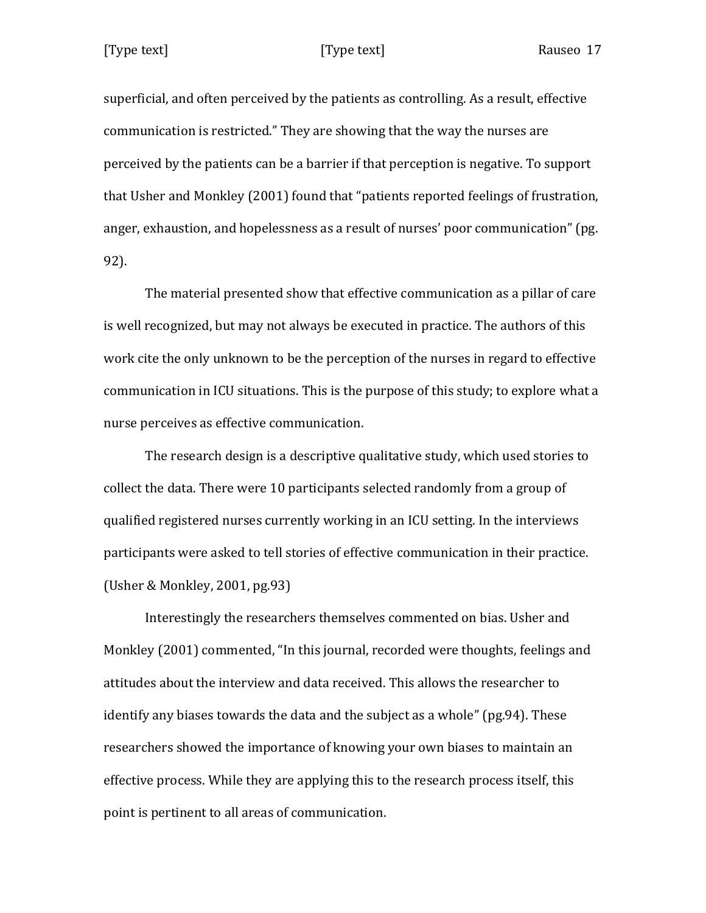superficial, and often perceived by the patients as controlling. As a result, effective communication is restricted." They are showing that the way the nurses are perceived by the patients can be a barrier if that perception is negative. To support that Usher and Monkley (2001) found that "patients reported feelings of frustration, anger, exhaustion, and hopelessness as a result of nurses' poor communication" (pg. 92).

The material presented show that effective communication as a pillar of care is well recognized, but may not always be executed in practice. The authors of this work cite the only unknown to be the perception of the nurses in regard to effective communication in ICU situations. This is the purpose of this study; to explore what a nurse perceives as effective communication.

The research design is a descriptive qualitative study, which used stories to collect the data. There were 10 participants selected randomly from a group of qualified registered nurses currently working in an ICU setting. In the interviews participants were asked to tell stories of effective communication in their practice. (Usher & Monkley, 2001, pg.93)

Interestingly the researchers themselves commented on bias. Usher and Monkley (2001) commented, "In this journal, recorded were thoughts, feelings and attitudes about the interview and data received. This allows the researcher to identify any biases towards the data and the subject as a whole" (pg.94). These researchers showed the importance of knowing your own biases to maintain an effective process. While they are applying this to the research process itself, this point is pertinent to all areas of communication.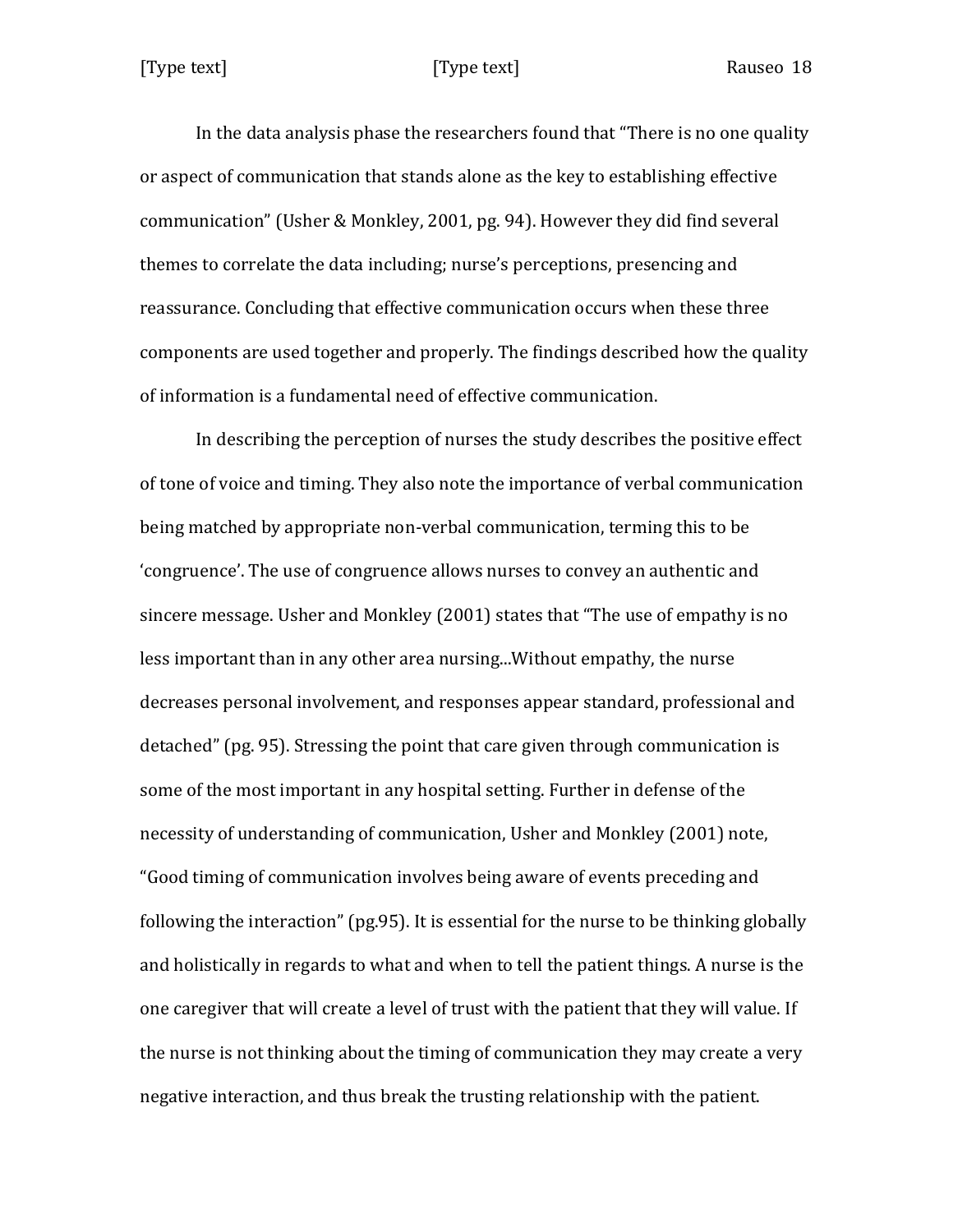In the data analysis phase the researchers found that "There is no one quality or aspect of communication that stands alone as the key to establishing effective communication" (Usher & Monkley, 2001, pg. 94). However they did find several themes to correlate the data including; nurse's perceptions, presencing and reassurance. Concluding that effective communication occurs when these three components are used together and properly. The findings described how the quality of information is a fundamental need of effective communication.

In describing the perception of nurses the study describes the positive effect of tone of voice and timing. They also note the importance of verbal communication being matched by appropriate non-verbal communication, terming this to be 'congruence'. The use of congruence allows nurses to convey an authentic and sincere message. Usher and Monkley (2001) states that "The use of empathy is no less important than in any other area nursing...Without empathy, the nurse decreases personal involvement, and responses appear standard, professional and detached" (pg. 95). Stressing the point that care given through communication is some of the most important in any hospital setting. Further in defense of the necessity of understanding of communication, Usher and Monkley (2001) note, "Good timing of communication involves being aware of events preceding and following the interaction" (pg.95). It is essential for the nurse to be thinking globally and holistically in regards to what and when to tell the patient things. A nurse is the one caregiver that will create a level of trust with the patient that they will value. If the nurse is not thinking about the timing of communication they may create a very negative interaction, and thus break the trusting relationship with the patient.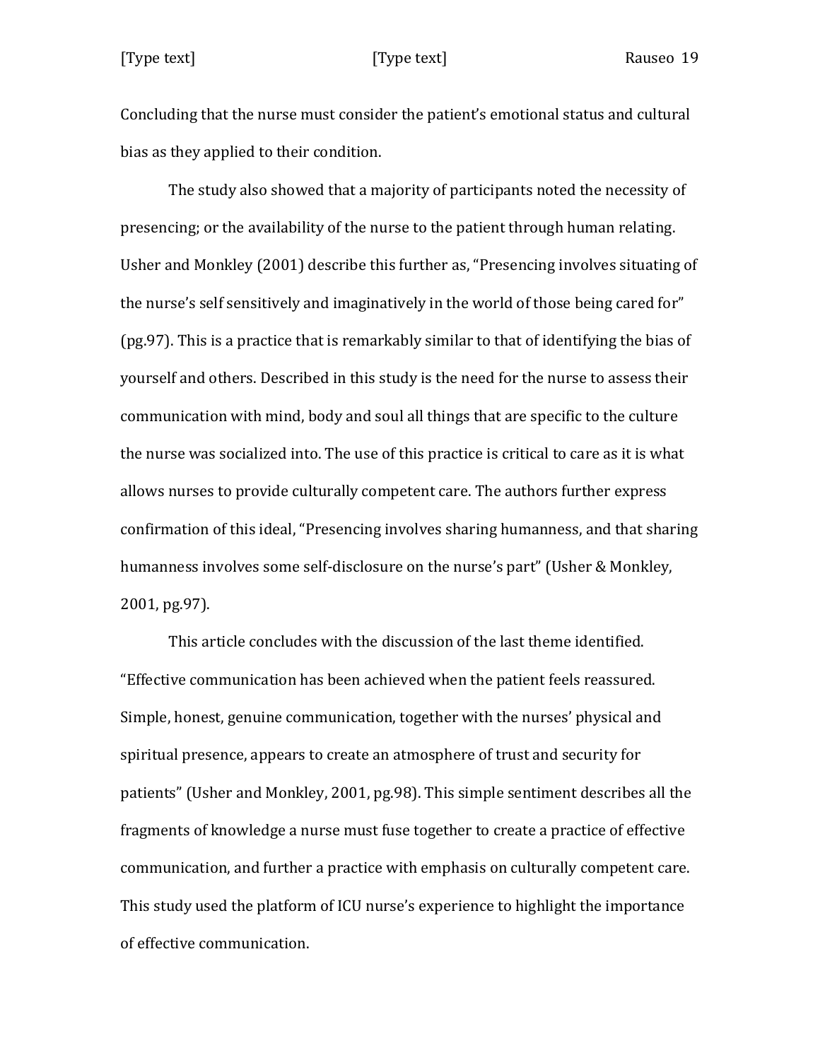Concluding that the nurse must consider the patient's emotional status and cultural bias as they applied to their condition.

The study also showed that a majority of participants noted the necessity of presencing; or the availability of the nurse to the patient through human relating. Usher and Monkley (2001) describe this further as, "Presencing involves situating of the nurse's self sensitively and imaginatively in the world of those being cared for" (pg.97). This is a practice that is remarkably similar to that of identifying the bias of yourself and others. Described in this study is the need for the nurse to assess their communication with mind, body and soul all things that are specific to the culture the nurse was socialized into. The use of this practice is critical to care as it is what allows nurses to provide culturally competent care. The authors further express confirmation of this ideal, "Presencing involves sharing humanness, and that sharing humanness involves some self-disclosure on the nurse's part" (Usher & Monkley, 2001, pg.97).

This article concludes with the discussion of the last theme identified. "Effective communication has been achieved when the patient feels reassured. Simple, honest, genuine communication, together with the nurses' physical and spiritual presence, appears to create an atmosphere of trust and security for patients" (Usher and Monkley, 2001, pg.98). This simple sentiment describes all the fragments of knowledge a nurse must fuse together to create a practice of effective communication, and further a practice with emphasis on culturally competent care. This study used the platform of ICU nurse's experience to highlight the importance of effective communication.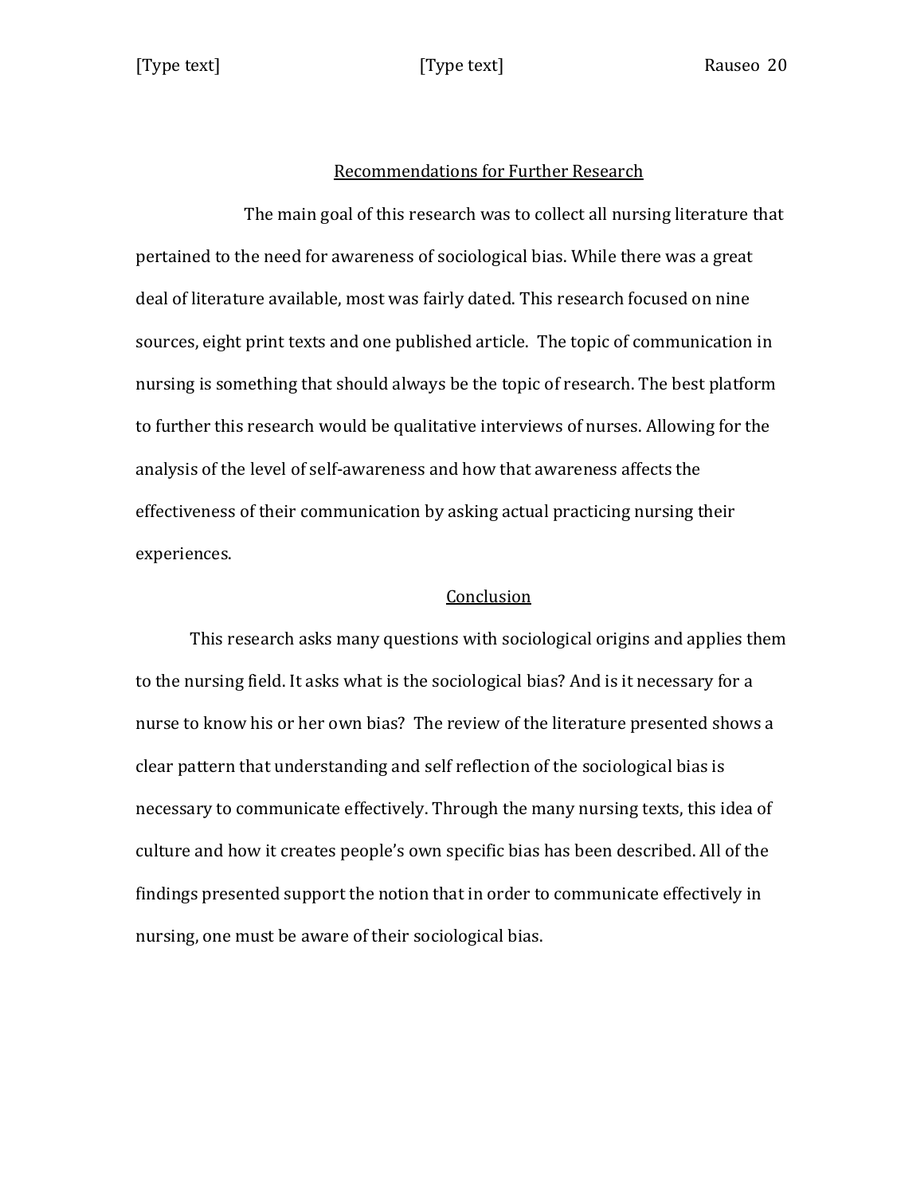## Recommendations for Further Research

The main goal of this research was to collect all nursing literature that pertained to the need for awareness of sociological bias. While there was a great deal of literature available, most was fairly dated. This research focused on nine sources, eight print texts and one published article. The topic of communication in nursing is something that should always be the topic of research. The best platform to further this research would be qualitative interviews of nurses. Allowing for the analysis of the level of self-awareness and how that awareness affects the effectiveness of their communication by asking actual practicing nursing their experiences.

## Conclusion

This research asks many questions with sociological origins and applies them to the nursing field. It asks what is the sociological bias? And is it necessary for a nurse to know his or her own bias? The review of the literature presented shows a clear pattern that understanding and self reflection of the sociological bias is necessary to communicate effectively. Through the many nursing texts, this idea of culture and how it creates people's own specific bias has been described. All of the findings presented support the notion that in order to communicate effectively in nursing, one must be aware of their sociological bias.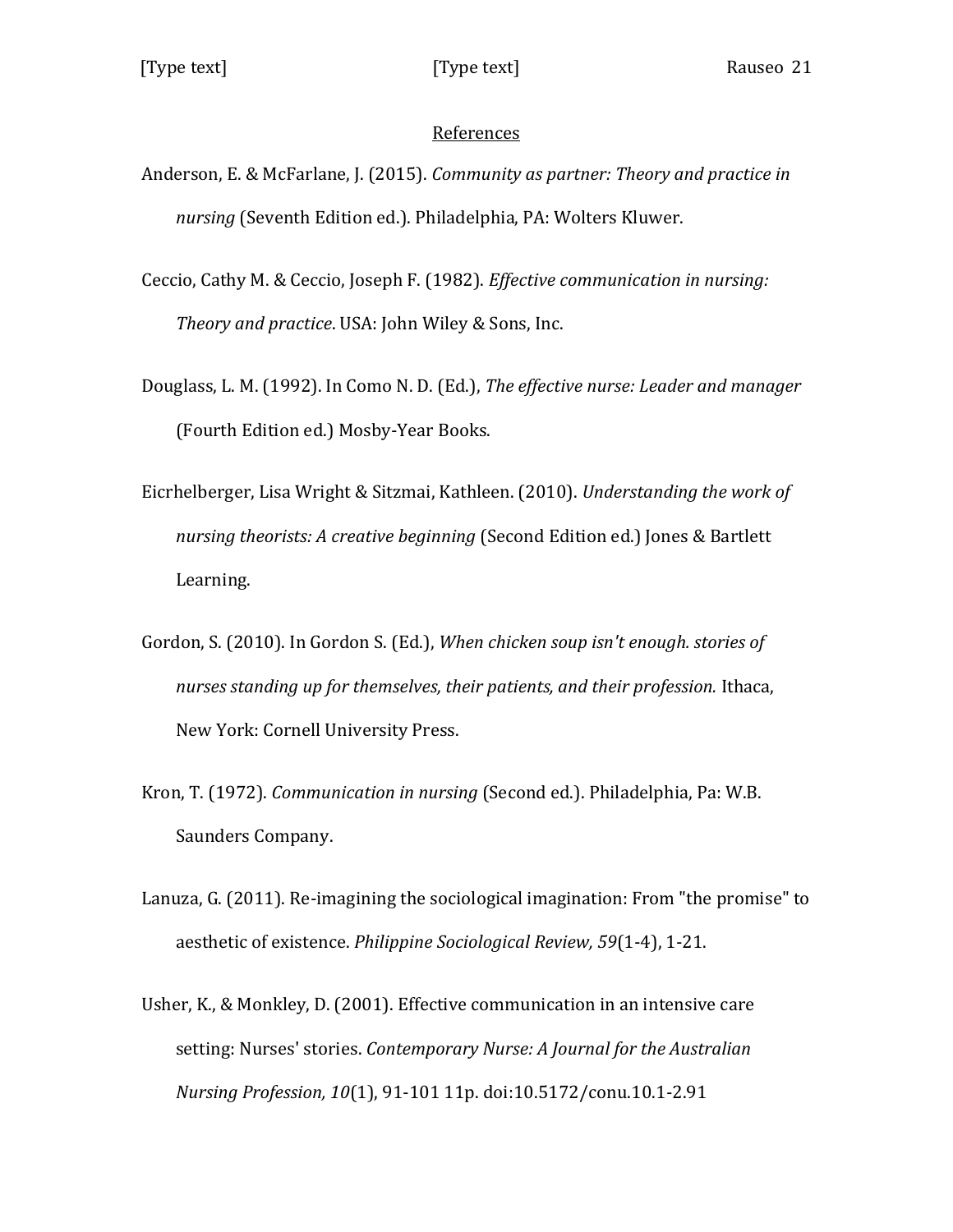# References

Anderson, E. & McFarlane, J. (2015). *Community as partner: Theory and practice in nursing* (Seventh Edition ed.). Philadelphia, PA: Wolters Kluwer.

Ceccio, Cathy M. & Ceccio, Joseph F. (1982). *Effective communication in nursing: Theory and practice*. USA: John Wiley & Sons, Inc.

Douglass, L. M. (1992). In Como N. D. (Ed.), *The effective nurse: Leader and manager* (Fourth Edition ed.) Mosby-Year Books.

Eicrhelberger, Lisa Wright & Sitzmai, Kathleen. (2010). *Understanding the work of nursing theorists: A creative beginning* (Second Edition ed.) Jones & Bartlett Learning.

Gordon, S. (2010). In Gordon S. (Ed.), *When chicken soup isn't enough. stories of nurses standing up for themselves, their patients, and their profession.* Ithaca, New York: Cornell University Press.

Kron, T. (1972). *Communication in nursing* (Second ed.). Philadelphia, Pa: W.B. Saunders Company.

Lanuza, G. (2011). Re-imagining the sociological imagination: From "the promise" to aesthetic of existence. *Philippine Sociological Review, 59*(1-4), 1-21.

Usher, K., & Monkley, D. (2001). Effective communication in an intensive care setting: Nurses' stories. *Contemporary Nurse: A Journal for the Australian Nursing Profession, 10*(1), 91-101 11p. doi:10.5172/conu.10.1-2.91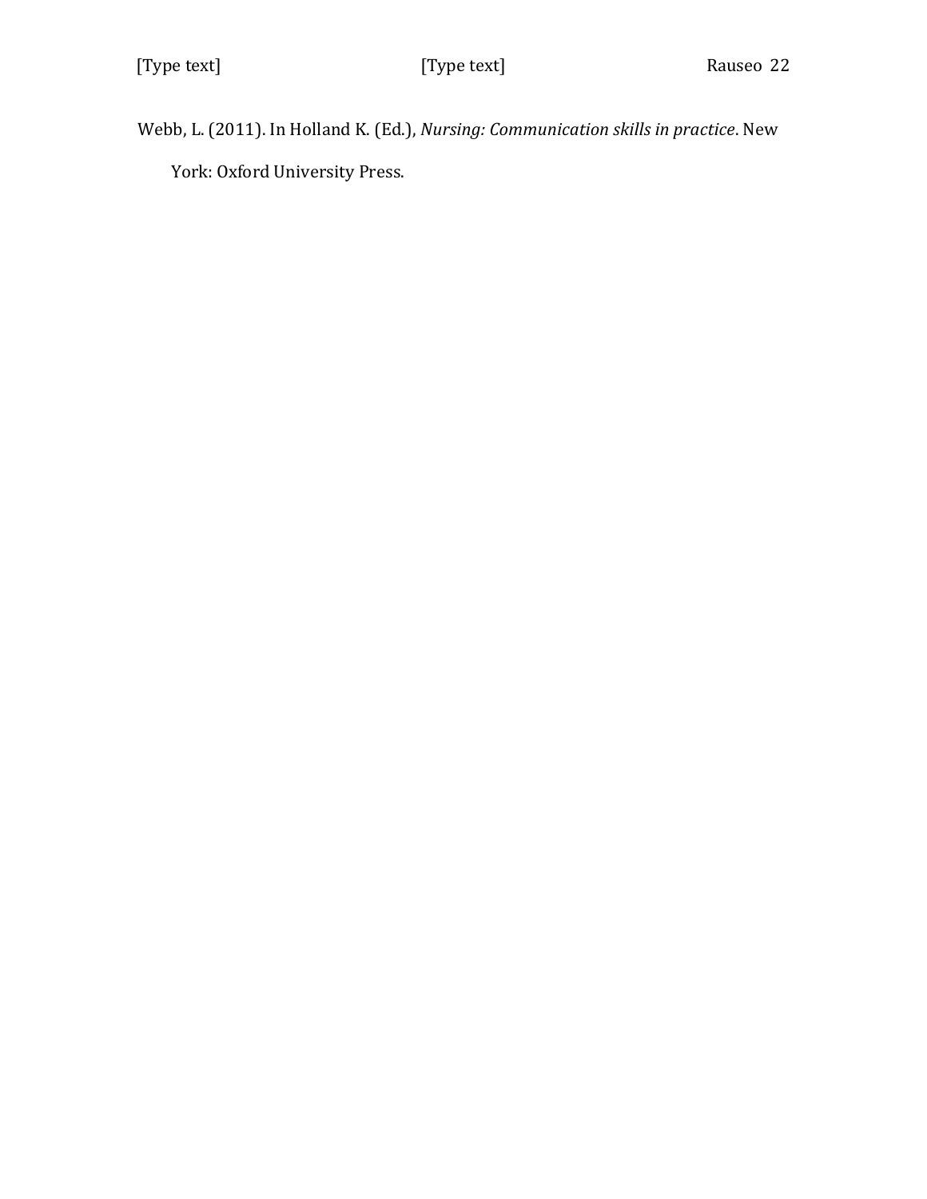Webb, L. (2011). In Holland K. (Ed.), *Nursing: Communication skills in practice*. New York: Oxford University Press.